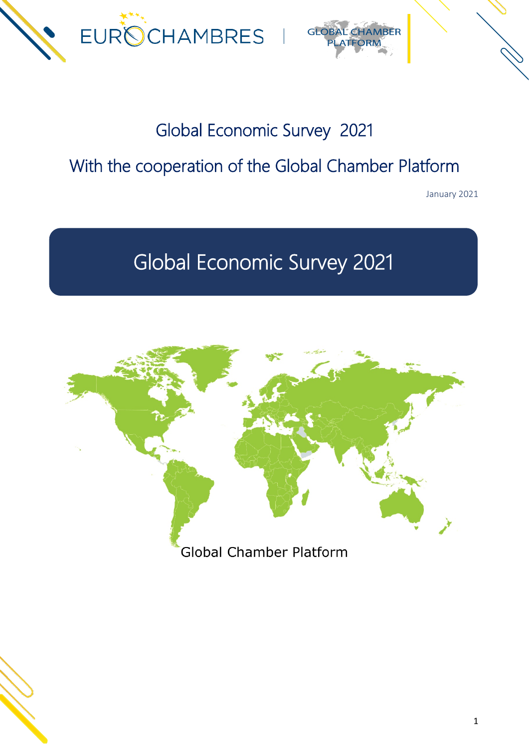EUROCHAMBRES | GLOBAL CHAMBER PLATFORM

# Global Economic Survey 2021

## With the cooperation of the Global Chamber Platform

January 2021

# Global Economic Survey 2021

Global Chamber Platform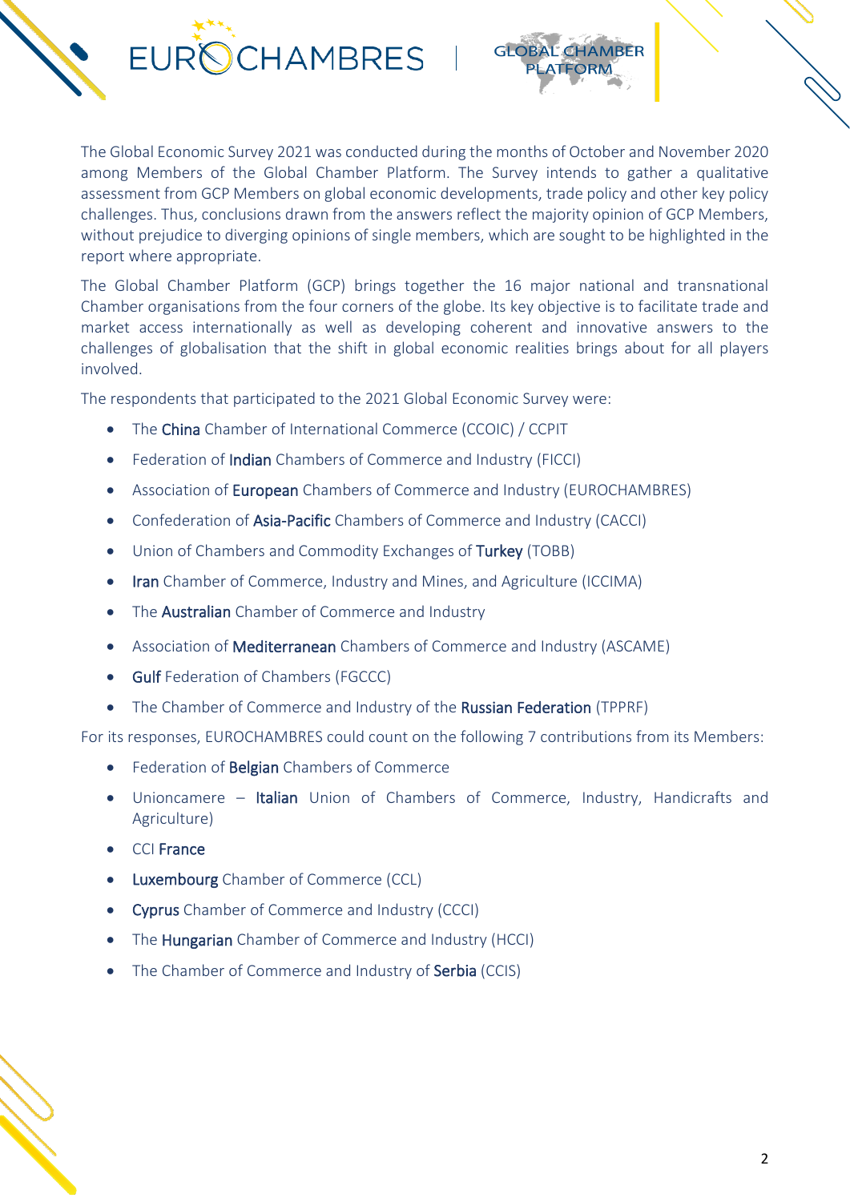The Global Economic Survey 2021 was conducted during the months of October and November 2020 among Members of the Global Chamber Platform. The Survey intends to gather a qualitative assessment from GCP Members on global economic developments, trade policy and other key policy challenges. Thus, conclusions drawn from the answers reflect the majority opinion of GCP Members, without prejudice to diverging opinions of single members, which are sought to be highlighted in the report where appropriate.

The Global Chamber Platform (GCP) brings together the 16 major national and transnational Chamber organisations from the four corners of the globe. Its key objective is to facilitate trade and market access internationally as well as developing coherent and innovative answers to the challenges of globalisation that the shift in global economic realities brings about for all players involved.

The respondents that participated to the 2021 Global Economic Survey were:

- The China Chamber of International Commerce (CCOIC) / CCPIT
- Federation of Indian Chambers of Commerce and Industry (FICCI)
- Association of European Chambers of Commerce and Industry (EUROCHAMBRES)
- Confederation of Asia-Pacific Chambers of Commerce and Industry (CACCI)
- Union of Chambers and Commodity Exchanges of Turkey (TOBB)
- Iran Chamber of Commerce, Industry and Mines, and Agriculture (ICCIMA)
- The Australian Chamber of Commerce and Industry
- Association of Mediterranean Chambers of Commerce and Industry (ASCAME)
- Gulf Federation of Chambers (FGCCC)
- The Chamber of Commerce and Industry of the Russian Federation (TPPRF)

For its responses, EUROCHAMBRES could count on the following 7 contributions from its Members:

- Federation of Belgian Chambers of Commerce
- Unioncamere – Italian Union of Chambers of Commerce, Industry, Handicrafts and Agriculture)
- CCI France
- Luxembourg Chamber of Commerce (CCL)
- Cyprus Chamber of Commerce and Industry (CCCI)
- The Hungarian Chamber of Commerce and Industry (HCCI)
- The Chamber of Commerce and Industry of Serbia (CCIS)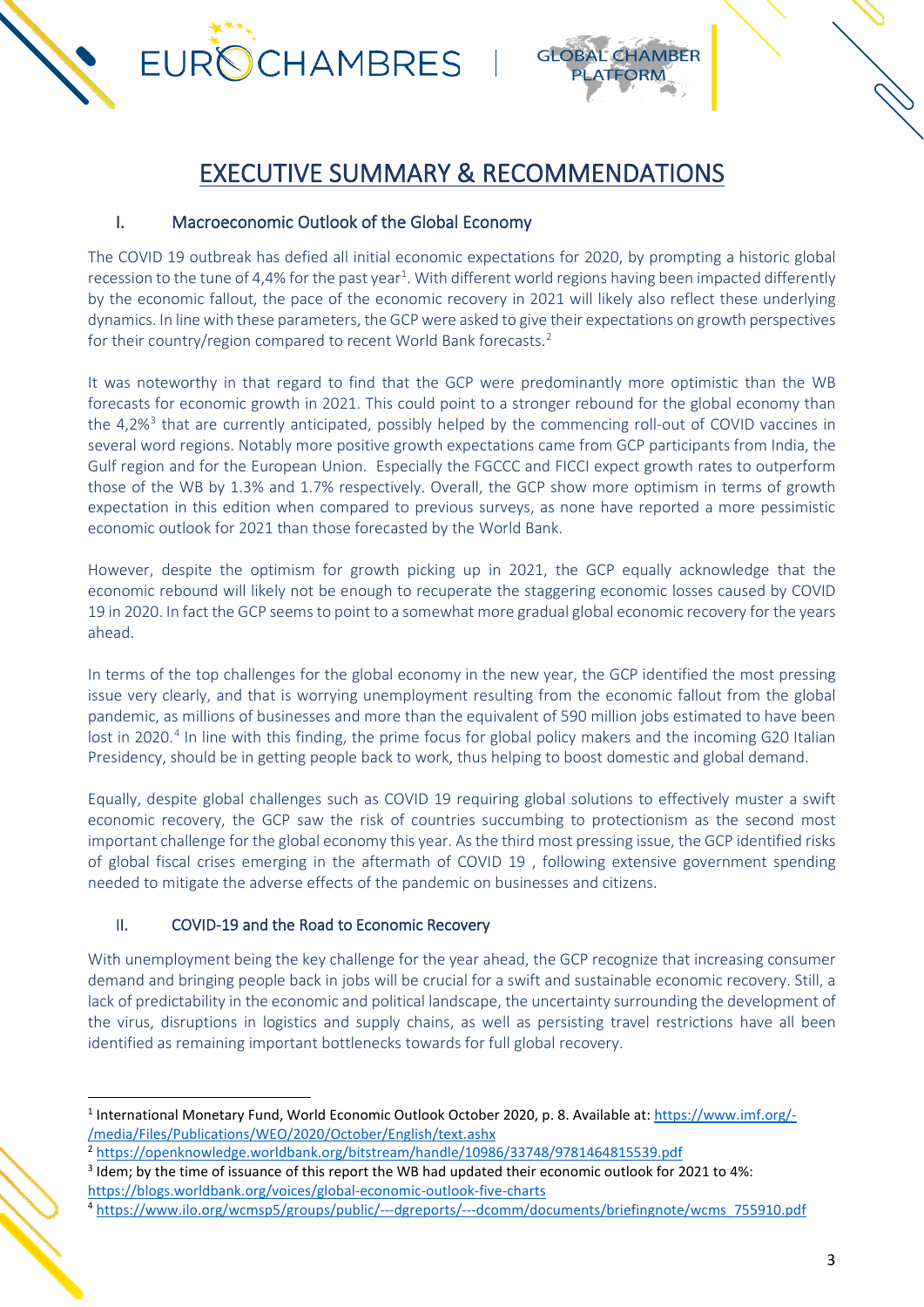# EXECUTIVE SUMMARY & RECOMMENDATIONS

## I. Macroeconomic Outlook of the Global Economy

The COVID 19 outbreak has defied all initial economic expectations for 2020, by prompting a historic global recession to the tune of 4,4% for the past year[1]. With different world regions having been impacted differently by the economic fallout, the pace of the economic recovery in 2021 will likely also reflect these underlying dynamics. In line with these parameters, the GCP were asked to give their expectations on growth perspectives for their country/region compared to recent World Bank forecasts.[2]

It was noteworthy in that regard to find that the GCP were predominantly more optimistic than the WB forecasts for economic growth in 2021. This could point to a stronger rebound for the global economy than the 4,2%[3] that are currently anticipated, possibly helped by the commencing roll-out of COVID vaccines in several word regions. Notably more positive growth expectations came from GCP participants from India, the Gulf region and for the European Union. Especially the FGCCC and FICCI expect growth rates to outperform those of the WB by 1.3% and 1.7% respectively. Overall, the GCP show more optimism in terms of growth expectation in this edition when compared to previous surveys, as none have reported a more pessimistic economic outlook for 2021 than those forecasted by the World Bank.

However, despite the optimism for growth picking up in 2021, the GCP equally acknowledge that the economic rebound will likely not be enough to recuperate the staggering economic losses caused by COVID 19 in 2020. In fact the GCP seems to point to a somewhat more gradual global economic recovery for the years ahead.

In terms of the top challenges for the global economy in the new year, the GCP identified the most pressing issue very clearly, and that is worrying unemployment resulting from the economic fallout from the global pandemic, as millions of businesses and more than the equivalent of 590 million jobs estimated to have been lost in 2020.[4] In line with this finding, the prime focus for global policy makers and the incoming G20 Italian Presidency, should be in getting people back to work, thus helping to boost domestic and global demand.

Equally, despite global challenges such as COVID 19 requiring global solutions to effectively muster a swift economic recovery, the GCP saw the risk of countries succumbing to protectionism as the second most important challenge for the global economy this year. As the third most pressing issue, the GCP identified risks of global fiscal crises emerging in the aftermath of COVID 19 , following extensive government spending needed to mitigate the adverse effects of the pandemic on businesses and citizens.

## II. COVID-19 and the Road to Economic Recovery

With unemployment being the key challenge for the year ahead, the GCP recognize that increasing consumer demand and bringing people back in jobs will be crucial for a swift and sustainable economic recovery. Still, a lack of predictability in the economic and political landscape, the uncertainty surrounding the development of the virus, disruptions in logistics and supply chains, as well as persisting travel restrictions have all been identified as remaining important bottlenecks towards for full global recovery.

---

[1] International Monetary Fund, World Economic Outlook October 2020, p. 8. Available at: https://www.imf.org/-/media/Files/Publications/WEO/2020/October/English/text.ashx

[2] https://openknowledge.worldbank.org/bitstream/handle/10986/33748/9781464815539.pdf

[3] Idem; by the time of issuance of this report the WB had updated their economic outlook for 2021 to 4%: https://blogs.worldbank.org/voices/global-economic-outlook-five-charts

[4] https://www.ilo.org/wcmsp5/groups/public/---dgreports/---dcomm/documents/briefingnote/wcms_755910.pdf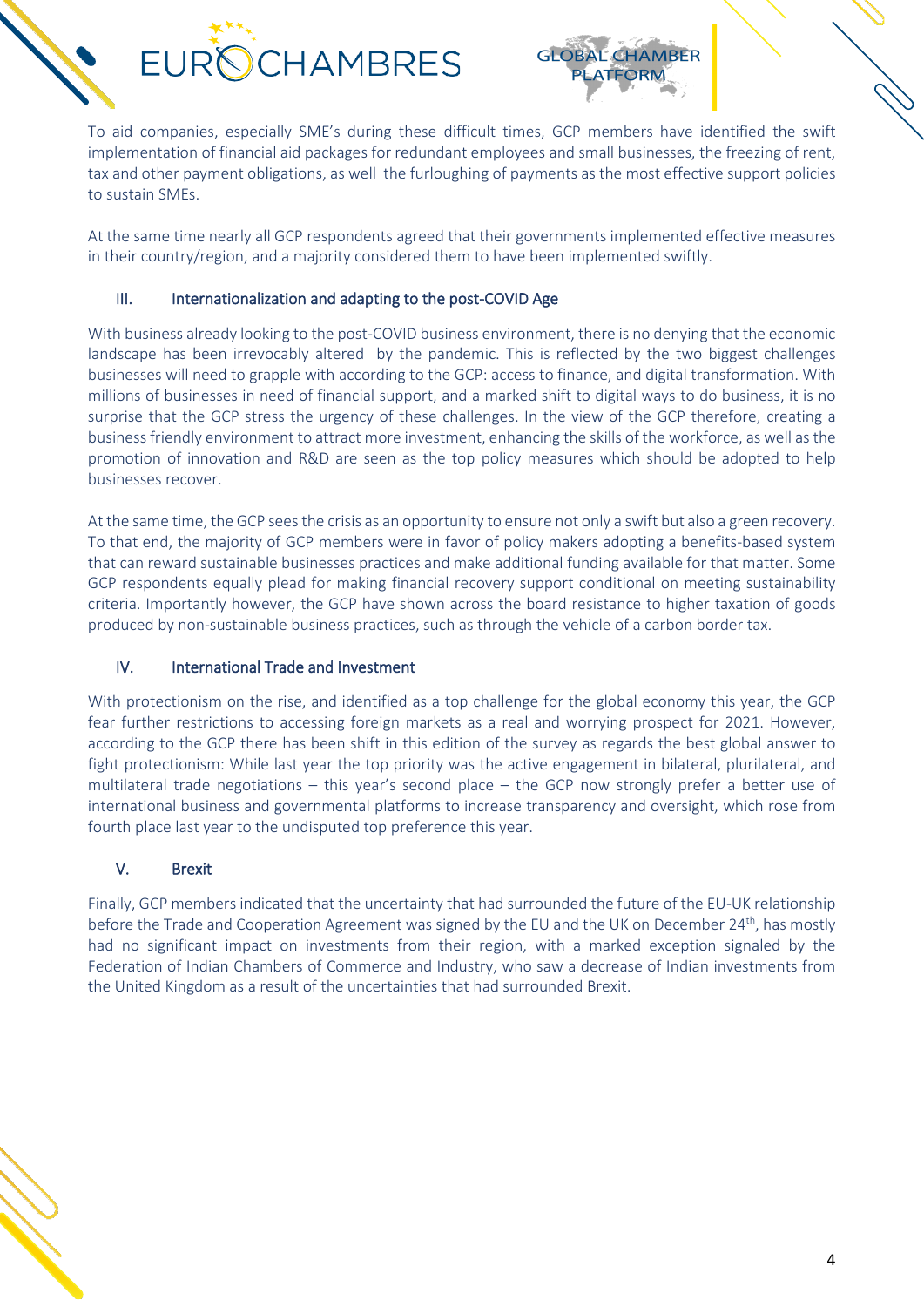To aid companies, especially SME's during these difficult times, GCP members have identified the swift implementation of financial aid packages for redundant employees and small businesses, the freezing of rent, tax and other payment obligations, as well the furloughing of payments as the most effective support policies to sustain SMEs.

At the same time nearly all GCP respondents agreed that their governments implemented effective measures in their country/region, and a majority considered them to have been implemented swiftly.

## III. Internationalization and adapting to the post-COVID Age

With business already looking to the post-COVID business environment, there is no denying that the economic landscape has been irrevocably altered by the pandemic. This is reflected by the two biggest challenges businesses will need to grapple with according to the GCP: access to finance, and digital transformation. With millions of businesses in need of financial support, and a marked shift to digital ways to do business, it is no surprise that the GCP stress the urgency of these challenges. In the view of the GCP therefore, creating a business friendly environment to attract more investment, enhancing the skills of the workforce, as well as the promotion of innovation and R&D are seen as the top policy measures which should be adopted to help businesses recover.

At the same time, the GCP sees the crisis as an opportunity to ensure not only a swift but also a green recovery. To that end, the majority of GCP members were in favor of policy makers adopting a benefits-based system that can reward sustainable businesses practices and make additional funding available for that matter. Some GCP respondents equally plead for making financial recovery support conditional on meeting sustainability criteria. Importantly however, the GCP have shown across the board resistance to higher taxation of goods produced by non-sustainable business practices, such as through the vehicle of a carbon border tax.

## IV. International Trade and Investment

With protectionism on the rise, and identified as a top challenge for the global economy this year, the GCP fear further restrictions to accessing foreign markets as a real and worrying prospect for 2021. However, according to the GCP there has been shift in this edition of the survey as regards the best global answer to fight protectionism: While last year the top priority was the active engagement in bilateral, plurilateral, and multilateral trade negotiations – this year's second place – the GCP now strongly prefer a better use of international business and governmental platforms to increase transparency and oversight, which rose from fourth place last year to the undisputed top preference this year.

## V. Brexit

Finally, GCP members indicated that the uncertainty that had surrounded the future of the EU-UK relationship before the Trade and Cooperation Agreement was signed by the EU and the UK on December 24th, has mostly had no significant impact on investments from their region, with a marked exception signaled by the Federation of Indian Chambers of Commerce and Industry, who saw a decrease of Indian investments from the United Kingdom as a result of the uncertainties that had surrounded Brexit.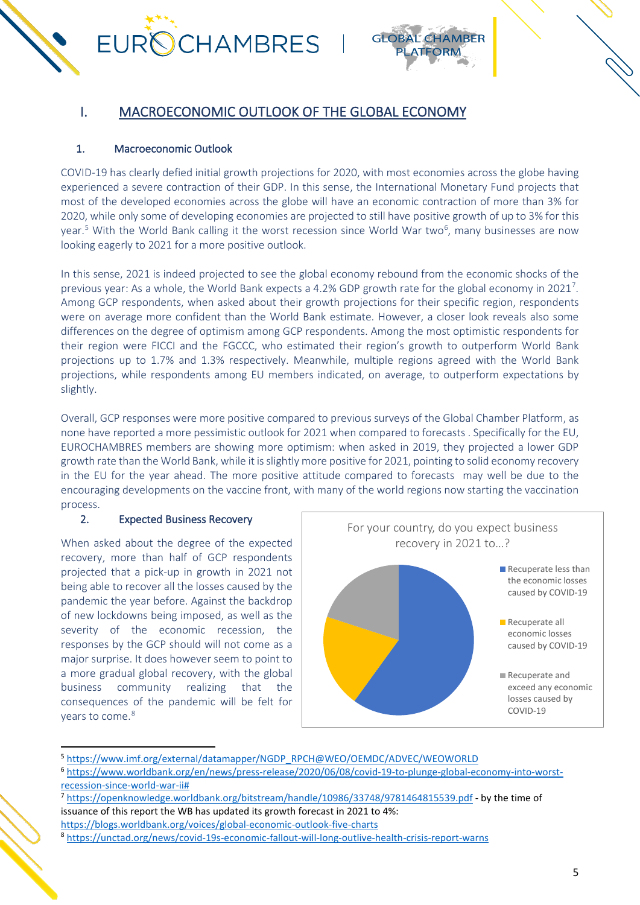# I. MACROECONOMIC OUTLOOK OF THE GLOBAL ECONOMY

## 1. Macroeconomic Outlook

COVID-19 has clearly defied initial growth projections for 2020, with most economies across the globe having experienced a severe contraction of their GDP. In this sense, the International Monetary Fund projects that most of the developed economies across the globe will have an economic contraction of more than 3% for 2020, while only some of developing economies are projected to still have positive growth of up to 3% for this year.[5] With the World Bank calling it the worst recession since World War two[6], many businesses are now looking eagerly to 2021 for a more positive outlook.

In this sense, 2021 is indeed projected to see the global economy rebound from the economic shocks of the previous year: As a whole, the World Bank expects a 4.2% GDP growth rate for the global economy in 2021[7]. Among GCP respondents, when asked about their growth projections for their specific region, respondents were on average more confident than the World Bank estimate. However, a closer look reveals also some differences on the degree of optimism among GCP respondents. Among the most optimistic respondents for their region were FICCI and the FGCCC, who estimated their region's growth to outperform World Bank projections up to 1.7% and 1.3% respectively. Meanwhile, multiple regions agreed with the World Bank projections, while respondents among EU members indicated, on average, to outperform expectations by slightly.

Overall, GCP responses were more positive compared to previous surveys of the Global Chamber Platform, as none have reported a more pessimistic outlook for 2021 when compared to forecasts . Specifically for the EU, EUROCHAMBRES members are showing more optimism: when asked in 2019, they projected a lower GDP growth rate than the World Bank, while it is slightly more positive for 2021, pointing to solid economy recovery in the EU for the year ahead. The more positive attitude compared to forecasts may well be due to the encouraging developments on the vaccine front, with many of the world regions now starting the vaccination process.

## 2. Expected Business Recovery

When asked about the degree of the expected recovery, more than half of GCP respondents projected that a pick-up in growth in 2021 not being able to recover all the losses caused by the pandemic the year before. Against the backdrop of new lockdowns being imposed, as well as the severity of the economic recession, the responses by the GCP should will not come as a major surprise. It does however seem to point to a more gradual global recovery, with the global business community realizing that the consequences of the pandemic will be felt for years to come.[8]

For your country, do you expect business recovery in 2021 to…?

- Recuperate less than the economic losses caused by COVID-19
- Recuperate all economic losses caused by COVID-19
- Recuperate and exceed any economic losses caused by COVID-19

---

[5] https://www.imf.org/external/datamapper/NGDP_RPCH@WEO/OEMDC/ADVEC/WEOWORLD

[6] https://www.worldbank.org/en/news/press-release/2020/06/08/covid-19-to-plunge-global-economy-into-worst-recession-since-world-war-ii#

[7] https://openknowledge.worldbank.org/bitstream/handle/10986/33748/9781464815539.pdf - by the time of issuance of this report the WB has updated its growth forecast in 2021 to 4%: https://blogs.worldbank.org/voices/global-economic-outlook-five-charts

[8] https://unctad.org/news/covid-19s-economic-fallout-will-long-outlive-health-crisis-report-warns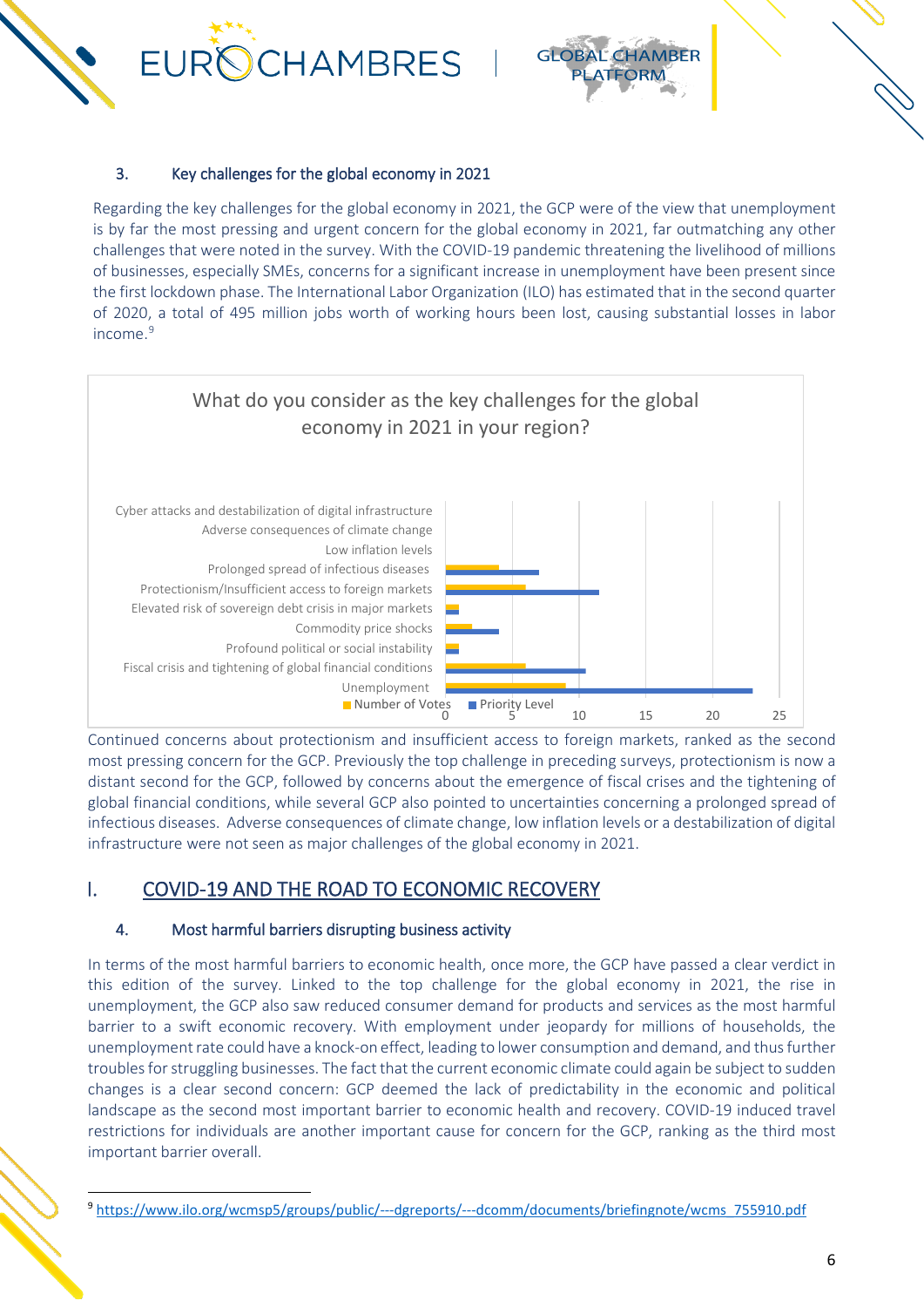### 3. Key challenges for the global economy in 2021

Regarding the key challenges for the global economy in 2021, the GCP were of the view that unemployment is by far the most pressing and urgent concern for the global economy in 2021, far outmatching any other challenges that were noted in the survey. With the COVID-19 pandemic threatening the livelihood of millions of businesses, especially SMEs, concerns for a significant increase in unemployment have been present since the first lockdown phase. The International Labor Organization (ILO) has estimated that in the second quarter of 2020, a total of 495 million jobs worth of working hours been lost, causing substantial losses in labor income.[9]

**What do you consider as the key challenges for the global economy in 2021 in your region?**

| Challenge | Number of Votes | Priority Level |
|---|---|---|
| Cyber attacks and destabilization of digital infrastructure | | |
| Adverse consequences of climate change | | |
| Low inflation levels | | |
| Prolonged spread of infectious diseases | 4 | 7 |
| Protectionism/Insufficient access to foreign markets | 6 | 11.5 |
| Elevated risk of sovereign debt crisis in major markets | 1 | 1 |
| Commodity price shocks | 2 | 4 |
| Profound political or social instability | 1 | 1 |
| Fiscal crisis and tightening of global financial conditions | 6 | 10.5 |
| Unemployment | 9 | 23 |

Continued concerns about protectionism and insufficient access to foreign markets, ranked as the second most pressing concern for the GCP. Previously the top challenge in preceding surveys, protectionism is now a distant second for the GCP, followed by concerns about the emergence of fiscal crises and the tightening of global financial conditions, while several GCP also pointed to uncertainties concerning a prolonged spread of infectious diseases. Adverse consequences of climate change, low inflation levels or a destabilization of digital infrastructure were not seen as major challenges of the global economy in 2021.

## I. COVID-19 AND THE ROAD TO ECONOMIC RECOVERY

### 4. Most harmful barriers disrupting business activity

In terms of the most harmful barriers to economic health, once more, the GCP have passed a clear verdict in this edition of the survey. Linked to the top challenge for the global economy in 2021, the rise in unemployment, the GCP also saw reduced consumer demand for products and services as the most harmful barrier to a swift economic recovery. With employment under jeopardy for millions of households, the unemployment rate could have a knock-on effect, leading to lower consumption and demand, and thus further troubles for struggling businesses. The fact that the current economic climate could again be subject to sudden changes is a clear second concern: GCP deemed the lack of predictability in the economic and political landscape as the second most important barrier to economic health and recovery. COVID-19 induced travel restrictions for individuals are another important cause for concern for the GCP, ranking as the third most important barrier overall.

---

[9] https://www.ilo.org/wcmsp5/groups/public/---dgreports/---dcomm/documents/briefingnote/wcms_755910.pdf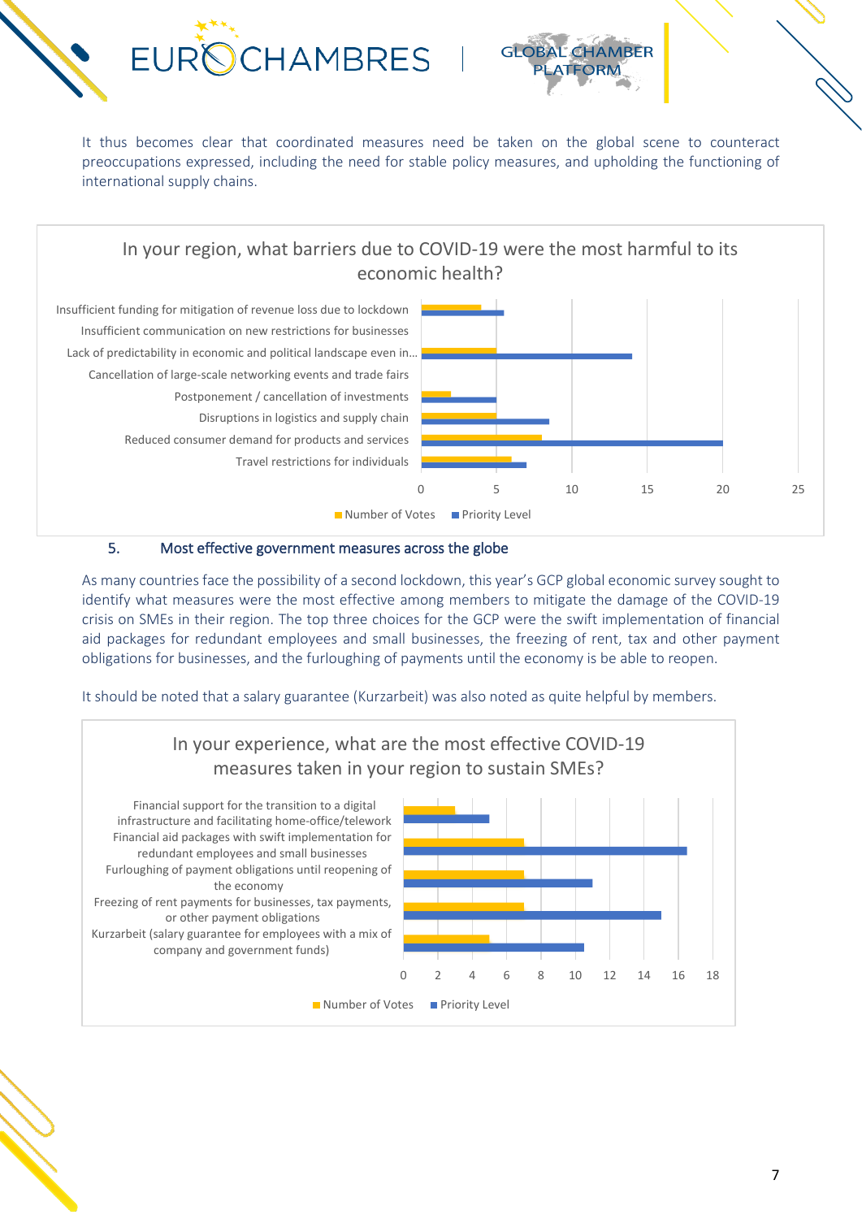It thus becomes clear that coordinated measures need be taken on the global scene to counteract preoccupations expressed, including the need for stable policy measures, and upholding the functioning of international supply chains.

**In your region, what barriers due to COVID-19 were the most harmful to its economic health?**

| Barrier | Number of Votes | Priority Level |
|---|---|---|
| Insufficient funding for mitigation of revenue loss due to lockdown | 4 | 5.5 |
| Insufficient communication on new restrictions for businesses | | |
| Lack of predictability in economic and political landscape even in… | 5 | 14 |
| Cancellation of large-scale networking events and trade fairs | | |
| Postponement / cancellation of investments | 2 | 5 |
| Disruptions in logistics and supply chain | 5 | 8.5 |
| Reduced consumer demand for products and services | 8 | 20 |
| Travel restrictions for individuals | 6 | 7 |

## 5. Most effective government measures across the globe

As many countries face the possibility of a second lockdown, this year's GCP global economic survey sought to identify what measures were the most effective among members to mitigate the damage of the COVID-19 crisis on SMEs in their region. The top three choices for the GCP were the swift implementation of financial aid packages for redundant employees and small businesses, the freezing of rent, tax and other payment obligations for businesses, and the furloughing of payments until the economy is be able to reopen.

It should be noted that a salary guarantee (Kurzarbeit) was also noted as quite helpful by members.

**In your experience, what are the most effective COVID-19 measures taken in your region to sustain SMEs?**

| Measure | Number of Votes | Priority Level |
|---|---|---|
| Financial support for the transition to a digital infrastructure and facilitating home-office/telework | 3 | 5 |
| Financial aid packages with swift implementation for redundant employees and small businesses | 7 | 16.5 |
| Furloughing of payment obligations until reopening of the economy | 7 | 11 |
| Freezing of rent payments for businesses, tax payments, or other payment obligations | 7 | 15 |
| Kurzarbeit (salary guarantee for employees with a mix of company and government funds) | 5 | 10.5 |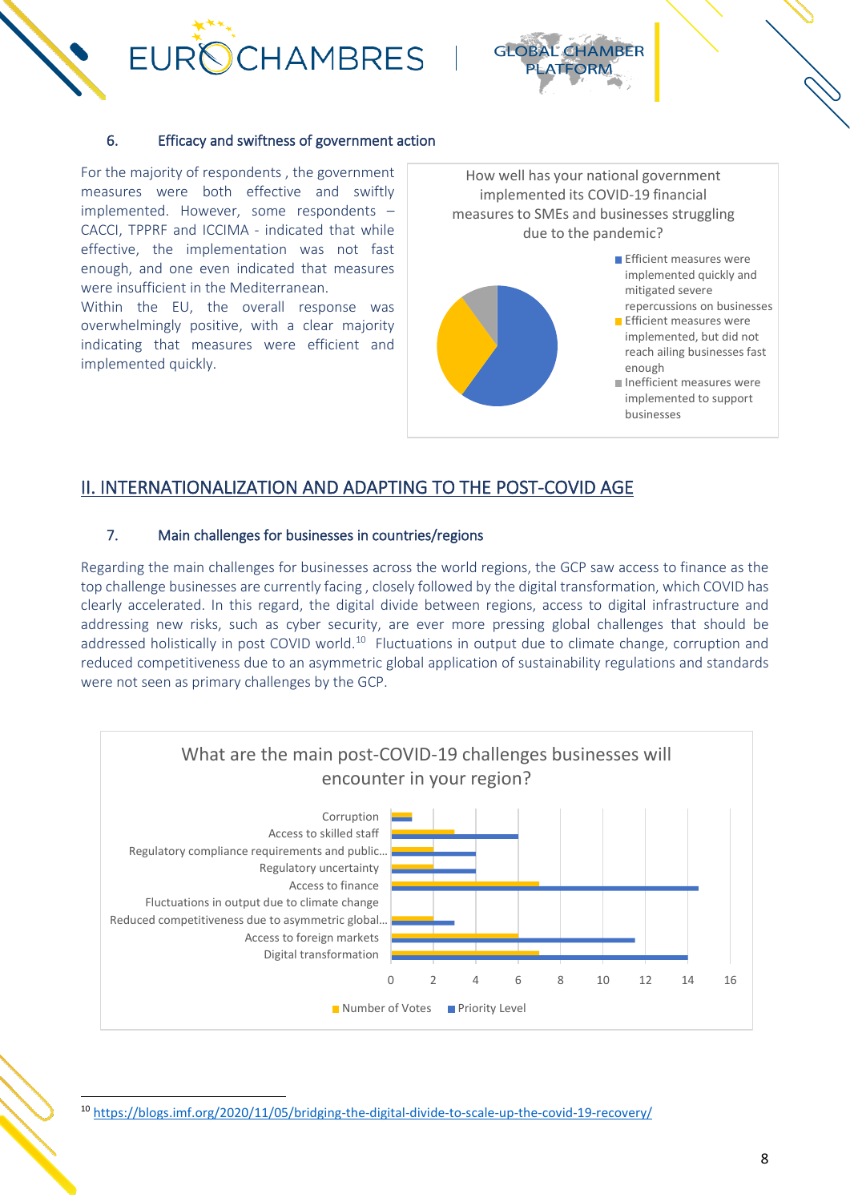### 6. Efficacy and swiftness of government action

For the majority of respondents , the government measures were both effective and swiftly implemented. However, some respondents – CACCI, TPPRF and ICCIMA - indicated that while effective, the implementation was not fast enough, and one even indicated that measures were insufficient in the Mediterranean.

Within the EU, the overall response was overwhelmingly positive, with a clear majority indicating that measures were efficient and implemented quickly.

How well has your national government implemented its COVID-19 financial measures to SMEs and businesses struggling due to the pandemic?

- Efficient measures were implemented quickly and mitigated severe repercussions on businesses
- Efficient measures were implemented, but did not reach ailing businesses fast enough
- Inefficient measures were implemented to support businesses

## II. INTERNATIONALIZATION AND ADAPTING TO THE POST-COVID AGE

### 7. Main challenges for businesses in countries/regions

Regarding the main challenges for businesses across the world regions, the GCP saw access to finance as the top challenge businesses are currently facing , closely followed by the digital transformation, which COVID has clearly accelerated. In this regard, the digital divide between regions, access to digital infrastructure and addressing new risks, such as cyber security, are ever more pressing global challenges that should be addressed holistically in post COVID world.[10] Fluctuations in output due to climate change, corruption and reduced competitiveness due to an asymmetric global application of sustainability regulations and standards were not seen as primary challenges by the GCP.

What are the main post-COVID-19 challenges businesses will encounter in your region?

| Challenge | Number of Votes | Priority Level |
|---|---|---|
| Corruption | 1 | 1 |
| Access to skilled staff | 3 | 6 |
| Regulatory compliance requirements and public... | 2 | 4 |
| Regulatory uncertainty | 2 | 4 |
| Access to finance | 7 | 14.5 |
| Fluctuations in output due to climate change | | |
| Reduced competitiveness due to asymmetric global... | 2 | 3 |
| Access to foreign markets | 6 | 11.5 |
| Digital transformation | 7 | 14 |

[10] https://blogs.imf.org/2020/11/05/bridging-the-digital-divide-to-scale-up-the-covid-19-recovery/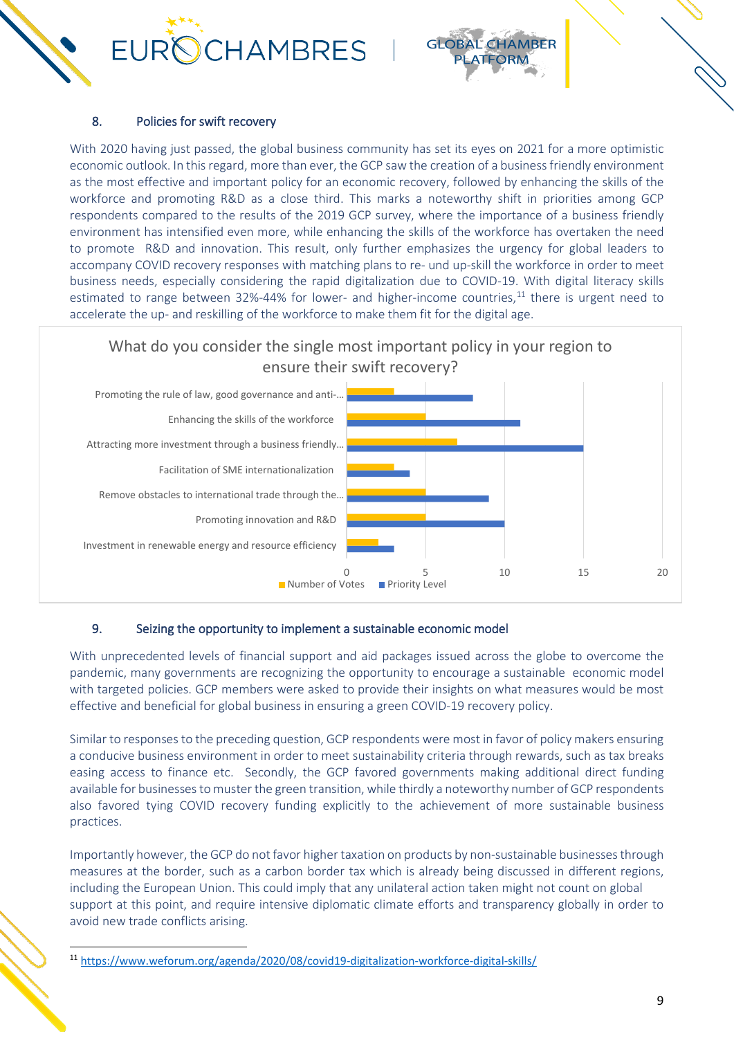## 8. Policies for swift recovery

With 2020 having just passed, the global business community has set its eyes on 2021 for a more optimistic economic outlook. In this regard, more than ever, the GCP saw the creation of a business friendly environment as the most effective and important policy for an economic recovery, followed by enhancing the skills of the workforce and promoting R&D as a close third. This marks a noteworthy shift in priorities among GCP respondents compared to the results of the 2019 GCP survey, where the importance of a business friendly environment has intensified even more, while enhancing the skills of the workforce has overtaken the need to promote R&D and innovation. This result, only further emphasizes the urgency for global leaders to accompany COVID recovery responses with matching plans to re- und up-skill the workforce in order to meet business needs, especially considering the rapid digitalization due to COVID-19. With digital literacy skills estimated to range between 32%-44% for lower- and higher-income countries,[11] there is urgent need to accelerate the up- and reskilling of the workforce to make them fit for the digital age.

**What do you consider the single most important policy in your region to ensure their swift recovery?**

| Policy | Number of Votes | Priority Level |
|---|---|---|
| Promoting the rule of law, good governance and anti-... | 3 | 8 |
| Enhancing the skills of the workforce | 5 | 11 |
| Attracting more investment through a business friendly... | 7 | 15 |
| Facilitation of SME internationalization | 3 | 4 |
| Remove obstacles to international trade through the... | 5 | 9 |
| Promoting innovation and R&D | 5 | 10 |
| Investment in renewable energy and resource efficiency | 2 | 3 |

## 9. Seizing the opportunity to implement a sustainable economic model

With unprecedented levels of financial support and aid packages issued across the globe to overcome the pandemic, many governments are recognizing the opportunity to encourage a sustainable economic model with targeted policies. GCP members were asked to provide their insights on what measures would be most effective and beneficial for global business in ensuring a green COVID-19 recovery policy.

Similar to responses to the preceding question, GCP respondents were most in favor of policy makers ensuring a conducive business environment in order to meet sustainability criteria through rewards, such as tax breaks easing access to finance etc. Secondly, the GCP favored governments making additional direct funding available for businesses to muster the green transition, while thirdly a noteworthy number of GCP respondents also favored tying COVID recovery funding explicitly to the achievement of more sustainable business practices.

Importantly however, the GCP do not favor higher taxation on products by non-sustainable businesses through measures at the border, such as a carbon border tax which is already being discussed in different regions, including the European Union. This could imply that any unilateral action taken might not count on global support at this point, and require intensive diplomatic climate efforts and transparency globally in order to avoid new trade conflicts arising.

[11] https://www.weforum.org/agenda/2020/08/covid19-digitalization-workforce-digital-skills/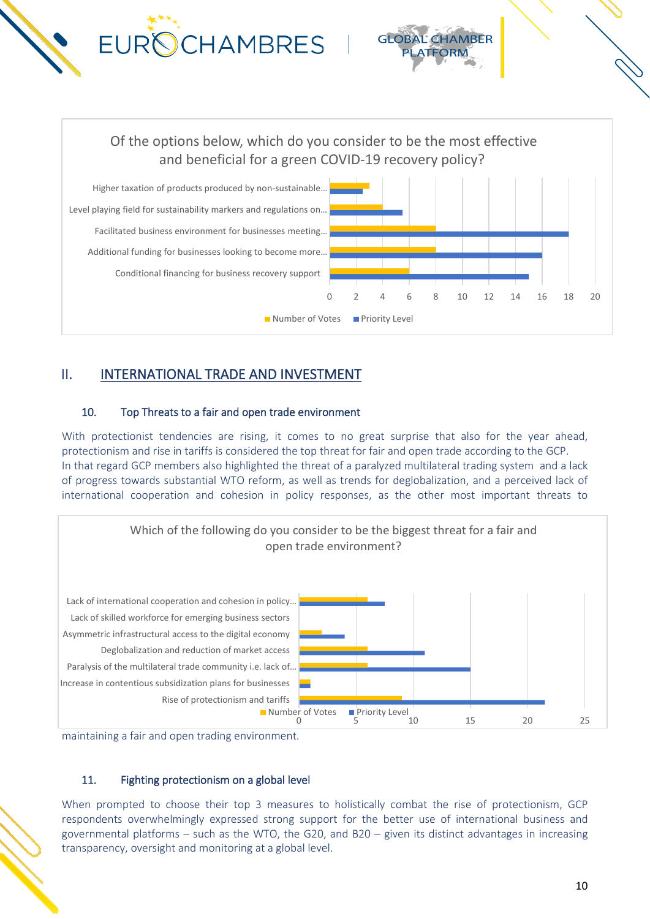Of the options below, which do you consider to be the most effective and beneficial for a green COVID-19 recovery policy?

| Option | Number of Votes | Priority Level |
|---|---|---|
| Higher taxation of products produced by non-sustainable... | 3 | 2.5 |
| Level playing field for sustainability markers and regulations on... | 4 | 5.5 |
| Facilitated business environment for businesses meeting... | 8 | 18 |
| Additional funding for businesses looking to become more... | 8 | 16 |
| Conditional financing for business recovery support | 6 | 15 |

## II. INTERNATIONAL TRADE AND INVESTMENT

### 10. Top Threats to a fair and open trade environment

With protectionist tendencies are rising, it comes to no great surprise that also for the year ahead, protectionism and rise in tariffs is considered the top threat for fair and open trade according to the GCP. In that regard GCP members also highlighted the threat of a paralyzed multilateral trading system and a lack of progress towards substantial WTO reform, as well as trends for deglobalization, and a perceived lack of international cooperation and cohesion in policy responses, as the other most important threats to maintaining a fair and open trading environment.

Which of the following do you consider to be the biggest threat for a fair and open trade environment?

| Threat | Number of Votes | Priority Level |
|---|---|---|
| Lack of international cooperation and cohesion in policy... | 6 | 7.5 |
| Lack of skilled workforce for emerging business sectors | 0 | 0 |
| Asymmetric infrastructural access to the digital economy | 2 | 4 |
| Deglobalization and reduction of market access | 6 | 11 |
| Paralysis of the multilateral trade community i.e. lack of... | 6 | 15 |
| Increase in contentious subsidization plans for businesses | 1 | 1 |
| Rise of protectionism and tariffs | 9 | 21.5 |

### 11. Fighting protectionism on a global level

When prompted to choose their top 3 measures to holistically combat the rise of protectionism, GCP respondents overwhelmingly expressed strong support for the better use of international business and governmental platforms – such as the WTO, the G20, and B20 – given its distinct advantages in increasing transparency, oversight and monitoring at a global level.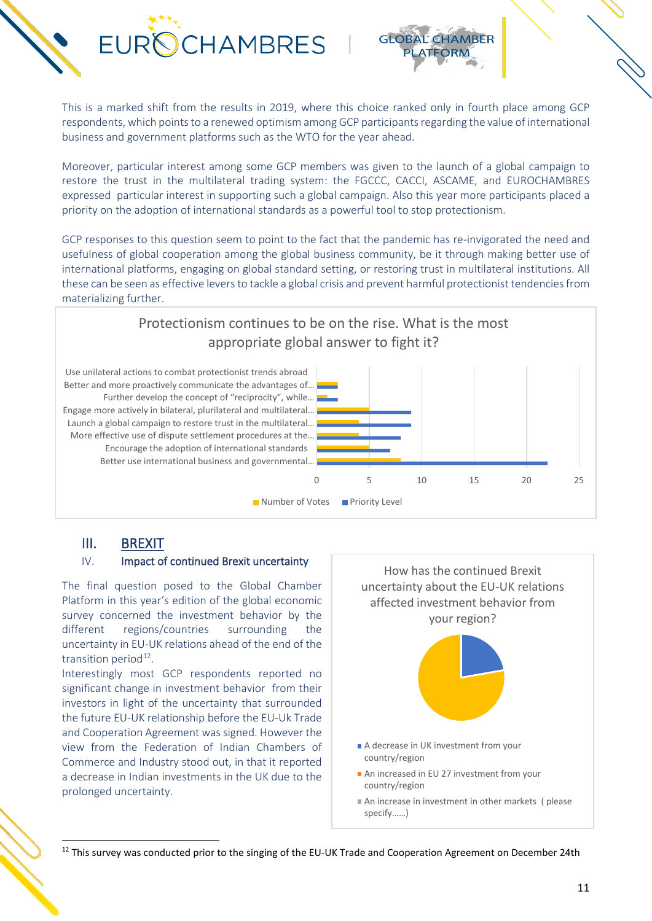This is a marked shift from the results in 2019, where this choice ranked only in fourth place among GCP respondents, which points to a renewed optimism among GCP participants regarding the value of international business and government platforms such as the WTO for the year ahead.

Moreover, particular interest among some GCP members was given to the launch of a global campaign to restore the trust in the multilateral trading system: the FGCCC, CACCI, ASCAME, and EUROCHAMBRES expressed particular interest in supporting such a global campaign. Also this year more participants placed a priority on the adoption of international standards as a powerful tool to stop protectionism.

GCP responses to this question seem to point to the fact that the pandemic has re-invigorated the need and usefulness of global cooperation among the global business community, be it through making better use of international platforms, engaging on global standard setting, or restoring trust in multilateral institutions. All these can be seen as effective levers to tackle a global crisis and prevent harmful protectionist tendencies from materializing further.

Protectionism continues to be on the rise. What is the most appropriate global answer to fight it?

Use unilateral actions to combat protectionist trends abroad
Better and more proactively communicate the advantages of...
Further develop the concept of "reciprocity", while...
Engage more actively in bilateral, plurilateral and multilateral...
Launch a global campaign to restore trust in the multilateral...
More effective use of dispute settlement procedures at the...
Encourage the adoption of international standards
Better use international business and governmental...

0 5 10 15 20 25

Number of Votes
Priority Level

## III. BREXIT

### IV. Impact of continued Brexit uncertainty

The final question posed to the Global Chamber Platform in this year's edition of the global economic survey concerned the investment behavior by the different regions/countries surrounding the uncertainty in EU-UK relations ahead of the end of the transition period[12].

Interestingly most GCP respondents reported no significant change in investment behavior from their investors in light of the uncertainty that surrounded the future EU-UK relationship before the EU-Uk Trade and Cooperation Agreement was signed. However the view from the Federation of Indian Chambers of Commerce and Industry stood out, in that it reported a decrease in Indian investments in the UK due to the prolonged uncertainty.

How has the continued Brexit uncertainty about the EU-UK relations affected investment behavior from your region?

- A decrease in UK investment from your country/region
- An increased in EU 27 investment from your country/region
- An increase in investment in other markets ( please specify……)

[12] This survey was conducted prior to the singing of the EU-UK Trade and Cooperation Agreement on December 24th